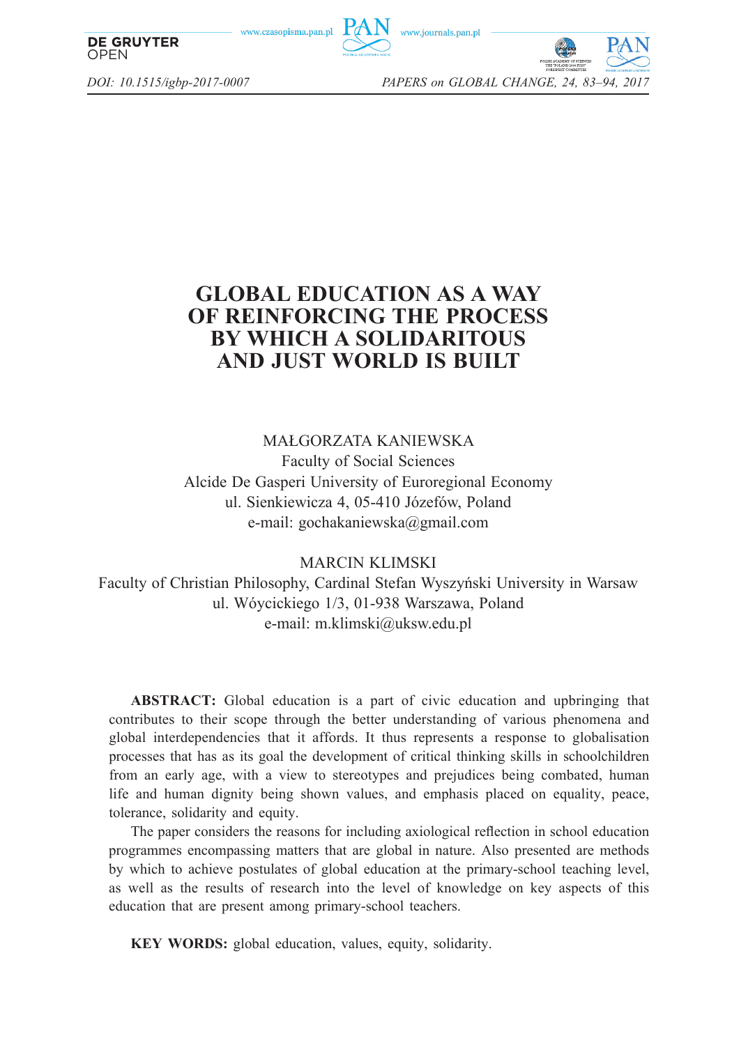# GLOBAL EDUCATION AS A WAY OF REINFORCING THE PROCESS BY WHICH A SOLIDARITOUS AND JUST WORLD IS BUILT

MAŁGORZATA KANIEWSKA
Faculty of Social Sciences
Alcide De Gasperi University of Euroregional Economy
ul. Sienkiewicza 4, 05-410 Józefów, Poland
e-mail: gochakaniewska@gmail.com

MARCIN KLIMSKI
Faculty of Christian Philosophy, Cardinal Stefan Wyszyński University in Warsaw
ul. Wóycickiego 1/3, 01-938 Warszawa, Poland
e-mail: m.klimski@uksw.edu.pl

**ABSTRACT:** Global education is a part of civic education and upbringing that contributes to their scope through the better understanding of various phenomena and global interdependencies that it affords. It thus represents a response to globalisation processes that has as its goal the development of critical thinking skills in schoolchildren from an early age, with a view to stereotypes and prejudices being combated, human life and human dignity being shown values, and emphasis placed on equality, peace, tolerance, solidarity and equity.

The paper considers the reasons for including axiological reflection in school education programmes encompassing matters that are global in nature. Also presented are methods by which to achieve postulates of global education at the primary-school teaching level, as well as the results of research into the level of knowledge on key aspects of this education that are present among primary-school teachers.

**KEY WORDS:** global education, values, equity, solidarity.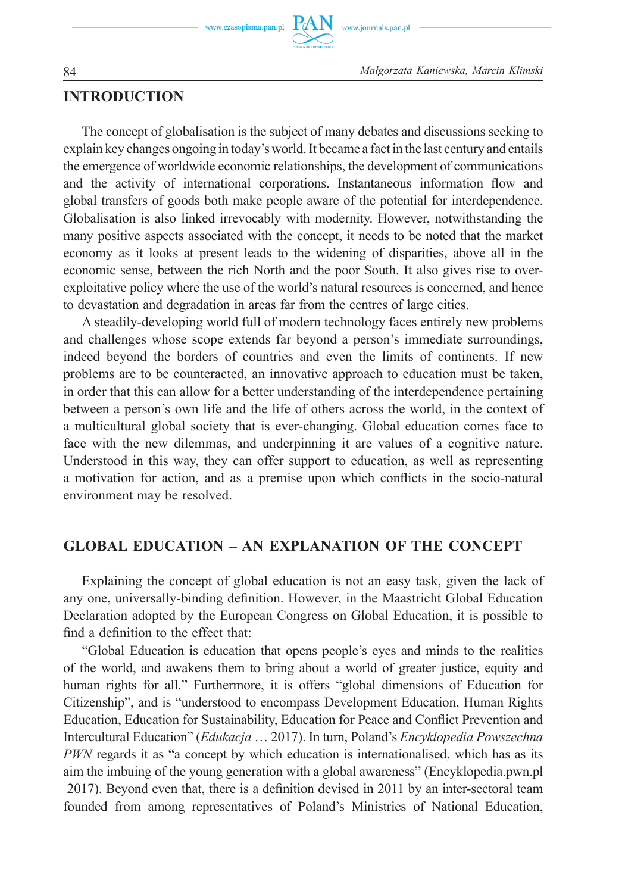## INTRODUCTION

The concept of globalisation is the subject of many debates and discussions seeking to explain key changes ongoing in today's world. It became a fact in the last century and entails the emergence of worldwide economic relationships, the development of communications and the activity of international corporations. Instantaneous information flow and global transfers of goods both make people aware of the potential for interdependence. Globalisation is also linked irrevocably with modernity. However, notwithstanding the many positive aspects associated with the concept, it needs to be noted that the market economy as it looks at present leads to the widening of disparities, above all in the economic sense, between the rich North and the poor South. It also gives rise to over-exploitative policy where the use of the world's natural resources is concerned, and hence to devastation and degradation in areas far from the centres of large cities.

A steadily-developing world full of modern technology faces entirely new problems and challenges whose scope extends far beyond a person's immediate surroundings, indeed beyond the borders of countries and even the limits of continents. If new problems are to be counteracted, an innovative approach to education must be taken, in order that this can allow for a better understanding of the interdependence pertaining between a person's own life and the life of others across the world, in the context of a multicultural global society that is ever-changing. Global education comes face to face with the new dilemmas, and underpinning it are values of a cognitive nature. Understood in this way, they can offer support to education, as well as representing a motivation for action, and as a premise upon which conflicts in the socio-natural environment may be resolved.

## GLOBAL EDUCATION – AN EXPLANATION OF THE CONCEPT

Explaining the concept of global education is not an easy task, given the lack of any one, universally-binding definition. However, in the Maastricht Global Education Declaration adopted by the European Congress on Global Education, it is possible to find a definition to the effect that:

"Global Education is education that opens people's eyes and minds to the realities of the world, and awakens them to bring about a world of greater justice, equity and human rights for all." Furthermore, it is offers "global dimensions of Education for Citizenship", and is "understood to encompass Development Education, Human Rights Education, Education for Sustainability, Education for Peace and Conflict Prevention and Intercultural Education" (*Edukacja* … 2017). In turn, Poland's *Encyklopedia Powszechna PWN* regards it as "a concept by which education is internationalised, which has as its aim the imbuing of the young generation with a global awareness" (Encyklopedia.pwn.pl 2017). Beyond even that, there is a definition devised in 2011 by an inter-sectoral team founded from among representatives of Poland's Ministries of National Education,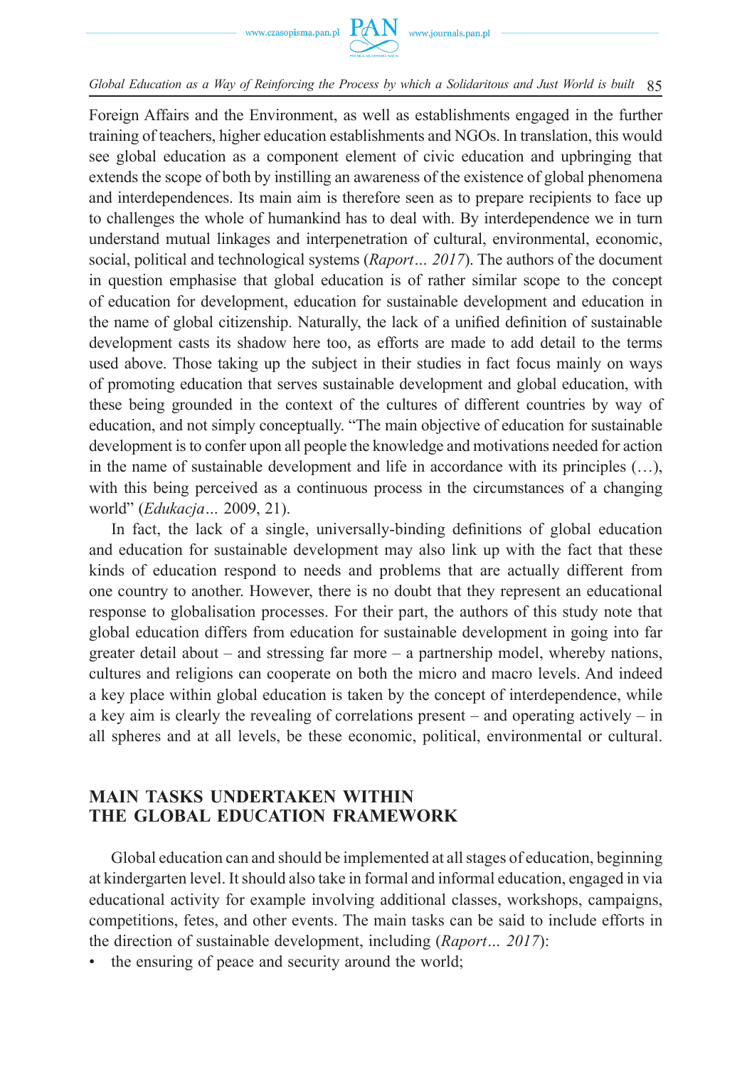Foreign Affairs and the Environment, as well as establishments engaged in the further training of teachers, higher education establishments and NGOs. In translation, this would see global education as a component element of civic education and upbringing that extends the scope of both by instilling an awareness of the existence of global phenomena and interdependences. Its main aim is therefore seen as to prepare recipients to face up to challenges the whole of humankind has to deal with. By interdependence we in turn understand mutual linkages and interpenetration of cultural, environmental, economic, social, political and technological systems (*Raport… 2017*). The authors of the document in question emphasise that global education is of rather similar scope to the concept of education for development, education for sustainable development and education in the name of global citizenship. Naturally, the lack of a unified definition of sustainable development casts its shadow here too, as efforts are made to add detail to the terms used above. Those taking up the subject in their studies in fact focus mainly on ways of promoting education that serves sustainable development and global education, with these being grounded in the context of the cultures of different countries by way of education, and not simply conceptually. "The main objective of education for sustainable development is to confer upon all people the knowledge and motivations needed for action in the name of sustainable development and life in accordance with its principles (…), with this being perceived as a continuous process in the circumstances of a changing world" (*Edukacja…* 2009, 21).

In fact, the lack of a single, universally-binding definitions of global education and education for sustainable development may also link up with the fact that these kinds of education respond to needs and problems that are actually different from one country to another. However, there is no doubt that they represent an educational response to globalisation processes. For their part, the authors of this study note that global education differs from education for sustainable development in going into far greater detail about – and stressing far more – a partnership model, whereby nations, cultures and religions can cooperate on both the micro and macro levels. And indeed a key place within global education is taken by the concept of interdependence, while a key aim is clearly the revealing of correlations present – and operating actively – in all spheres and at all levels, be these economic, political, environmental or cultural.

## MAIN TASKS UNDERTAKEN WITHIN THE GLOBAL EDUCATION FRAMEWORK

Global education can and should be implemented at all stages of education, beginning at kindergarten level. It should also take in formal and informal education, engaged in via educational activity for example involving additional classes, workshops, campaigns, competitions, fetes, and other events. The main tasks can be said to include efforts in the direction of sustainable development, including (*Raport… 2017*):

- the ensuring of peace and security around the world;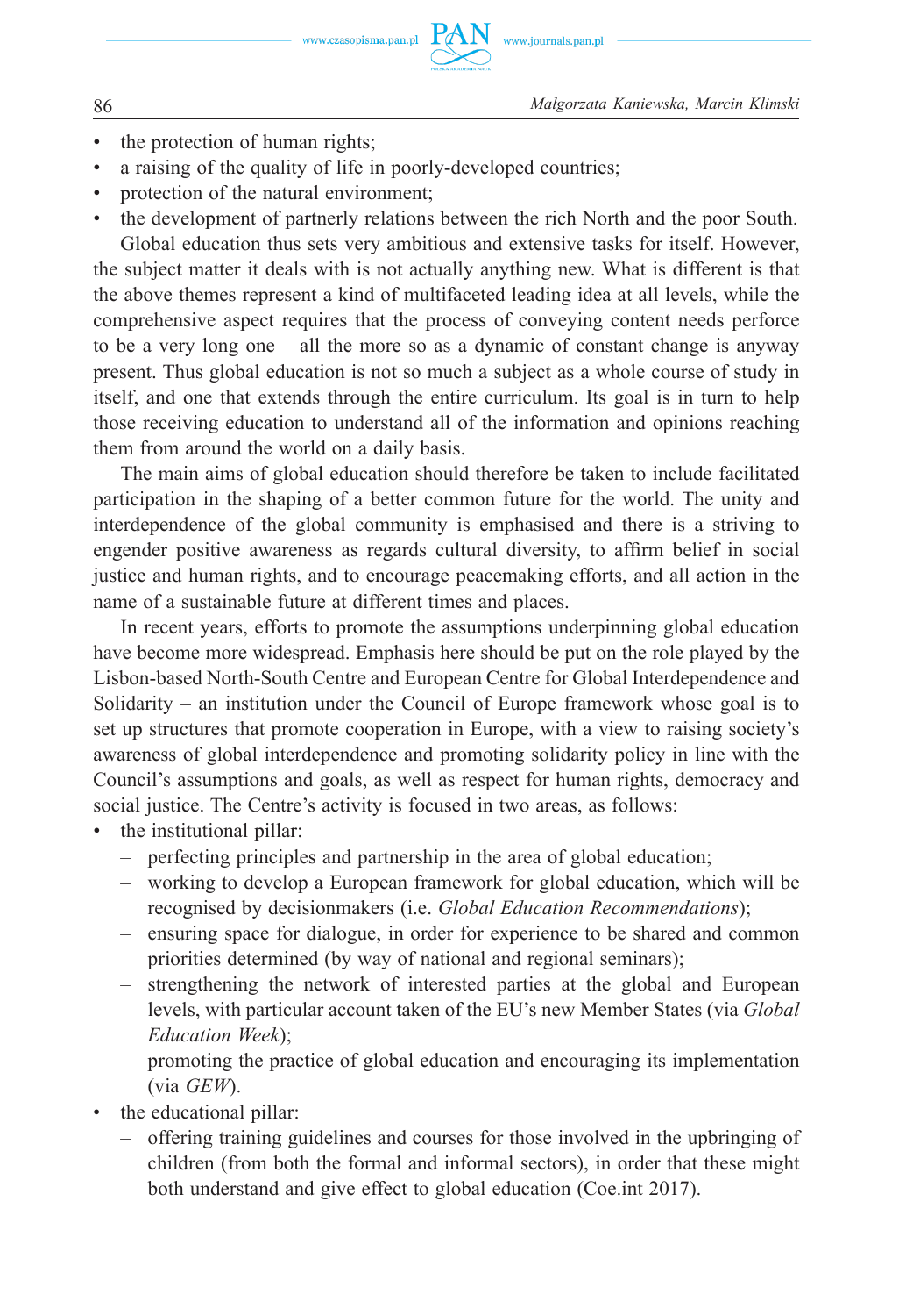- the protection of human rights;
- a raising of the quality of life in poorly-developed countries;
- protection of the natural environment;
- the development of partnerly relations between the rich North and the poor South.

Global education thus sets very ambitious and extensive tasks for itself. However, the subject matter it deals with is not actually anything new. What is different is that the above themes represent a kind of multifaceted leading idea at all levels, while the comprehensive aspect requires that the process of conveying content needs perforce to be a very long one – all the more so as a dynamic of constant change is anyway present. Thus global education is not so much a subject as a whole course of study in itself, and one that extends through the entire curriculum. Its goal is in turn to help those receiving education to understand all of the information and opinions reaching them from around the world on a daily basis.

The main aims of global education should therefore be taken to include facilitated participation in the shaping of a better common future for the world. The unity and interdependence of the global community is emphasised and there is a striving to engender positive awareness as regards cultural diversity, to affirm belief in social justice and human rights, and to encourage peacemaking efforts, and all action in the name of a sustainable future at different times and places.

In recent years, efforts to promote the assumptions underpinning global education have become more widespread. Emphasis here should be put on the role played by the Lisbon-based North-South Centre and European Centre for Global Interdependence and Solidarity – an institution under the Council of Europe framework whose goal is to set up structures that promote cooperation in Europe, with a view to raising society's awareness of global interdependence and promoting solidarity policy in line with the Council's assumptions and goals, as well as respect for human rights, democracy and social justice. The Centre's activity is focused in two areas, as follows:

- the institutional pillar:
  - perfecting principles and partnership in the area of global education;
  - working to develop a European framework for global education, which will be recognised by decisionmakers (i.e. *Global Education Recommendations*);
  - ensuring space for dialogue, in order for experience to be shared and common priorities determined (by way of national and regional seminars);
  - strengthening the network of interested parties at the global and European levels, with particular account taken of the EU's new Member States (via *Global Education Week*);
  - promoting the practice of global education and encouraging its implementation (via *GEW*).
- the educational pillar:
  - offering training guidelines and courses for those involved in the upbringing of children (from both the formal and informal sectors), in order that these might both understand and give effect to global education (Coe.int 2017).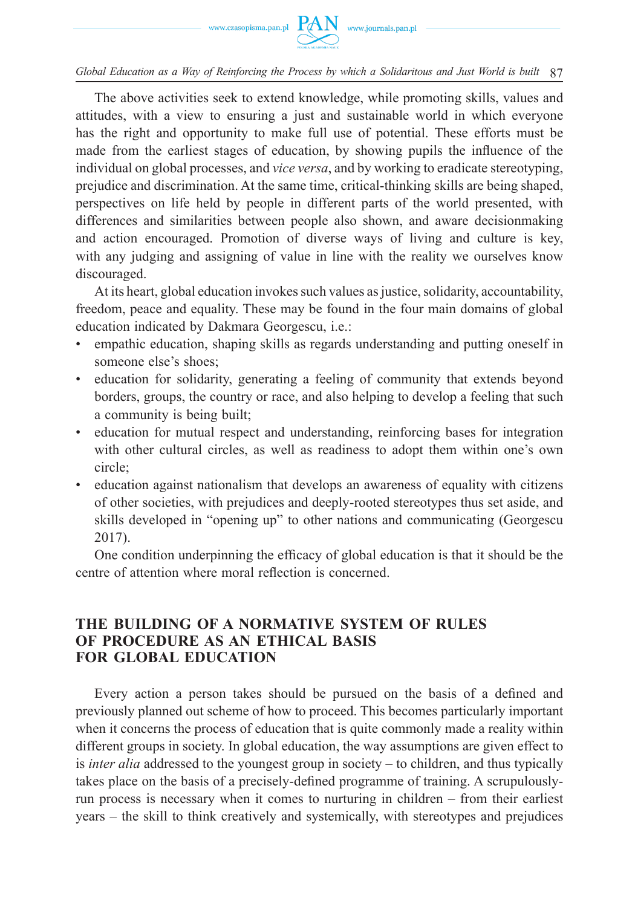The above activities seek to extend knowledge, while promoting skills, values and attitudes, with a view to ensuring a just and sustainable world in which everyone has the right and opportunity to make full use of potential. These efforts must be made from the earliest stages of education, by showing pupils the influence of the individual on global processes, and *vice versa*, and by working to eradicate stereotyping, prejudice and discrimination. At the same time, critical-thinking skills are being shaped, perspectives on life held by people in different parts of the world presented, with differences and similarities between people also shown, and aware decisionmaking and action encouraged. Promotion of diverse ways of living and culture is key, with any judging and assigning of value in line with the reality we ourselves know discouraged.

At its heart, global education invokes such values as justice, solidarity, accountability, freedom, peace and equality. These may be found in the four main domains of global education indicated by Dakmara Georgescu, i.e.:

- empathic education, shaping skills as regards understanding and putting oneself in someone else's shoes;
- education for solidarity, generating a feeling of community that extends beyond borders, groups, the country or race, and also helping to develop a feeling that such a community is being built;
- education for mutual respect and understanding, reinforcing bases for integration with other cultural circles, as well as readiness to adopt them within one's own circle;
- education against nationalism that develops an awareness of equality with citizens of other societies, with prejudices and deeply-rooted stereotypes thus set aside, and skills developed in "opening up" to other nations and communicating (Georgescu 2017).

One condition underpinning the efficacy of global education is that it should be the centre of attention where moral reflection is concerned.

## THE BUILDING OF A NORMATIVE SYSTEM OF RULES OF PROCEDURE AS AN ETHICAL BASIS FOR GLOBAL EDUCATION

Every action a person takes should be pursued on the basis of a defined and previously planned out scheme of how to proceed. This becomes particularly important when it concerns the process of education that is quite commonly made a reality within different groups in society. In global education, the way assumptions are given effect to is *inter alia* addressed to the youngest group in society – to children, and thus typically takes place on the basis of a precisely-defined programme of training. A scrupulously-run process is necessary when it comes to nurturing in children – from their earliest years – the skill to think creatively and systemically, with stereotypes and prejudices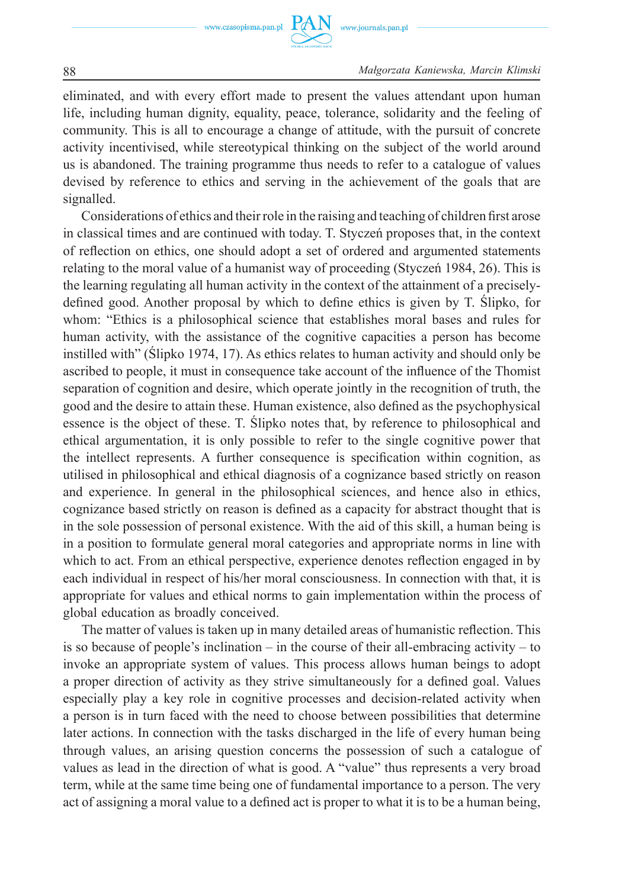eliminated, and with every effort made to present the values attendant upon human life, including human dignity, equality, peace, tolerance, solidarity and the feeling of community. This is all to encourage a change of attitude, with the pursuit of concrete activity incentivised, while stereotypical thinking on the subject of the world around us is abandoned. The training programme thus needs to refer to a catalogue of values devised by reference to ethics and serving in the achievement of the goals that are signalled.

Considerations of ethics and their role in the raising and teaching of children first arose in classical times and are continued with today. T. Styczeń proposes that, in the context of reflection on ethics, one should adopt a set of ordered and argumented statements relating to the moral value of a humanist way of proceeding (Styczeń 1984, 26). This is the learning regulating all human activity in the context of the attainment of a precisely-defined good. Another proposal by which to define ethics is given by T. Ślipko, for whom: "Ethics is a philosophical science that establishes moral bases and rules for human activity, with the assistance of the cognitive capacities a person has become instilled with" (Ślipko 1974, 17). As ethics relates to human activity and should only be ascribed to people, it must in consequence take account of the influence of the Thomist separation of cognition and desire, which operate jointly in the recognition of truth, the good and the desire to attain these. Human existence, also defined as the psychophysical essence is the object of these. T. Ślipko notes that, by reference to philosophical and ethical argumentation, it is only possible to refer to the single cognitive power that the intellect represents. A further consequence is specification within cognition, as utilised in philosophical and ethical diagnosis of a cognizance based strictly on reason and experience. In general in the philosophical sciences, and hence also in ethics, cognizance based strictly on reason is defined as a capacity for abstract thought that is in the sole possession of personal existence. With the aid of this skill, a human being is in a position to formulate general moral categories and appropriate norms in line with which to act. From an ethical perspective, experience denotes reflection engaged in by each individual in respect of his/her moral consciousness. In connection with that, it is appropriate for values and ethical norms to gain implementation within the process of global education as broadly conceived.

The matter of values is taken up in many detailed areas of humanistic reflection. This is so because of people's inclination – in the course of their all-embracing activity – to invoke an appropriate system of values. This process allows human beings to adopt a proper direction of activity as they strive simultaneously for a defined goal. Values especially play a key role in cognitive processes and decision-related activity when a person is in turn faced with the need to choose between possibilities that determine later actions. In connection with the tasks discharged in the life of every human being through values, an arising question concerns the possession of such a catalogue of values as lead in the direction of what is good. A "value" thus represents a very broad term, while at the same time being one of fundamental importance to a person. The very act of assigning a moral value to a defined act is proper to what it is to be a human being,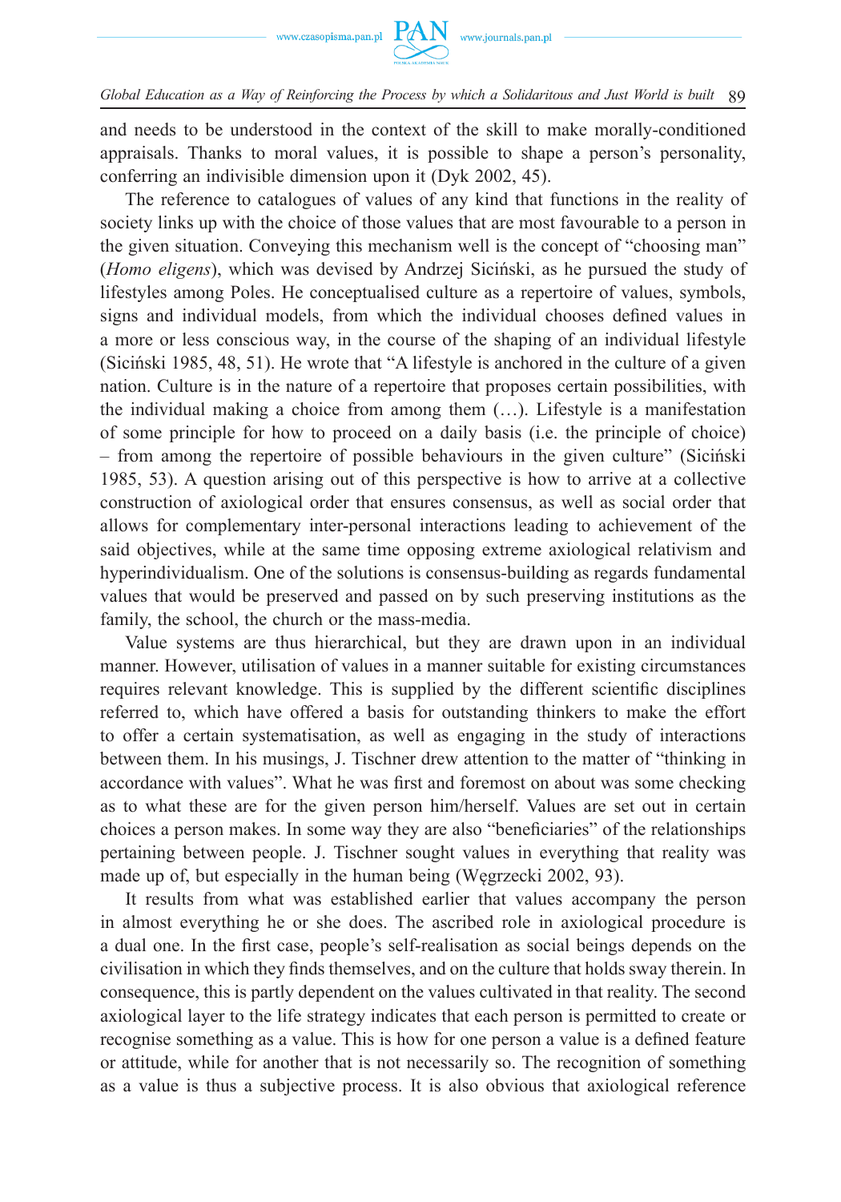and needs to be understood in the context of the skill to make morally-conditioned appraisals. Thanks to moral values, it is possible to shape a person's personality, conferring an indivisible dimension upon it (Dyk 2002, 45).

The reference to catalogues of values of any kind that functions in the reality of society links up with the choice of those values that are most favourable to a person in the given situation. Conveying this mechanism well is the concept of "choosing man" (*Homo eligens*), which was devised by Andrzej Siciński, as he pursued the study of lifestyles among Poles. He conceptualised culture as a repertoire of values, symbols, signs and individual models, from which the individual chooses defined values in a more or less conscious way, in the course of the shaping of an individual lifestyle (Siciński 1985, 48, 51). He wrote that "A lifestyle is anchored in the culture of a given nation. Culture is in the nature of a repertoire that proposes certain possibilities, with the individual making a choice from among them (…). Lifestyle is a manifestation of some principle for how to proceed on a daily basis (i.e. the principle of choice) – from among the repertoire of possible behaviours in the given culture" (Siciński 1985, 53). A question arising out of this perspective is how to arrive at a collective construction of axiological order that ensures consensus, as well as social order that allows for complementary inter-personal interactions leading to achievement of the said objectives, while at the same time opposing extreme axiological relativism and hyperindividualism. One of the solutions is consensus-building as regards fundamental values that would be preserved and passed on by such preserving institutions as the family, the school, the church or the mass-media.

Value systems are thus hierarchical, but they are drawn upon in an individual manner. However, utilisation of values in a manner suitable for existing circumstances requires relevant knowledge. This is supplied by the different scientific disciplines referred to, which have offered a basis for outstanding thinkers to make the effort to offer a certain systematisation, as well as engaging in the study of interactions between them. In his musings, J. Tischner drew attention to the matter of "thinking in accordance with values". What he was first and foremost on about was some checking as to what these are for the given person him/herself. Values are set out in certain choices a person makes. In some way they are also "beneficiaries" of the relationships pertaining between people. J. Tischner sought values in everything that reality was made up of, but especially in the human being (Węgrzecki 2002, 93).

It results from what was established earlier that values accompany the person in almost everything he or she does. The ascribed role in axiological procedure is a dual one. In the first case, people's self-realisation as social beings depends on the civilisation in which they finds themselves, and on the culture that holds sway therein. In consequence, this is partly dependent on the values cultivated in that reality. The second axiological layer to the life strategy indicates that each person is permitted to create or recognise something as a value. This is how for one person a value is a defined feature or attitude, while for another that is not necessarily so. The recognition of something as a value is thus a subjective process. It is also obvious that axiological reference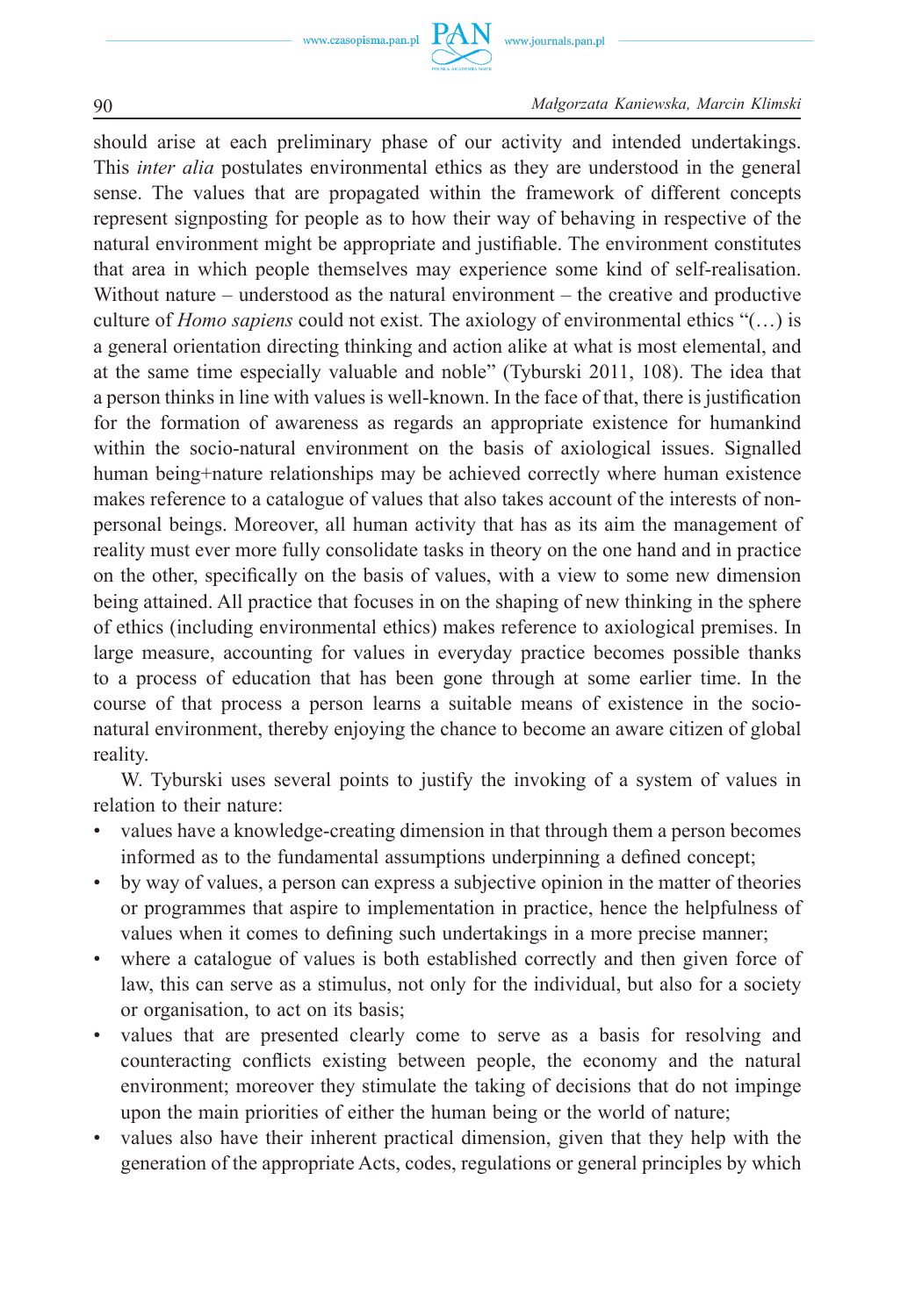should arise at each preliminary phase of our activity and intended undertakings. This *inter alia* postulates environmental ethics as they are understood in the general sense. The values that are propagated within the framework of different concepts represent signposting for people as to how their way of behaving in respective of the natural environment might be appropriate and justifiable. The environment constitutes that area in which people themselves may experience some kind of self-realisation. Without nature – understood as the natural environment – the creative and productive culture of *Homo sapiens* could not exist. The axiology of environmental ethics "(…) is a general orientation directing thinking and action alike at what is most elemental, and at the same time especially valuable and noble" (Tyburski 2011, 108). The idea that a person thinks in line with values is well-known. In the face of that, there is justification for the formation of awareness as regards an appropriate existence for humankind within the socio-natural environment on the basis of axiological issues. Signalled human being+nature relationships may be achieved correctly where human existence makes reference to a catalogue of values that also takes account of the interests of non-personal beings. Moreover, all human activity that has as its aim the management of reality must ever more fully consolidate tasks in theory on the one hand and in practice on the other, specifically on the basis of values, with a view to some new dimension being attained. All practice that focuses in on the shaping of new thinking in the sphere of ethics (including environmental ethics) makes reference to axiological premises. In large measure, accounting for values in everyday practice becomes possible thanks to a process of education that has been gone through at some earlier time. In the course of that process a person learns a suitable means of existence in the socio-natural environment, thereby enjoying the chance to become an aware citizen of global reality.

W. Tyburski uses several points to justify the invoking of a system of values in relation to their nature:

- values have a knowledge-creating dimension in that through them a person becomes informed as to the fundamental assumptions underpinning a defined concept;
- by way of values, a person can express a subjective opinion in the matter of theories or programmes that aspire to implementation in practice, hence the helpfulness of values when it comes to defining such undertakings in a more precise manner;
- where a catalogue of values is both established correctly and then given force of law, this can serve as a stimulus, not only for the individual, but also for a society or organisation, to act on its basis;
- values that are presented clearly come to serve as a basis for resolving and counteracting conflicts existing between people, the economy and the natural environment; moreover they stimulate the taking of decisions that do not impinge upon the main priorities of either the human being or the world of nature;
- values also have their inherent practical dimension, given that they help with the generation of the appropriate Acts, codes, regulations or general principles by which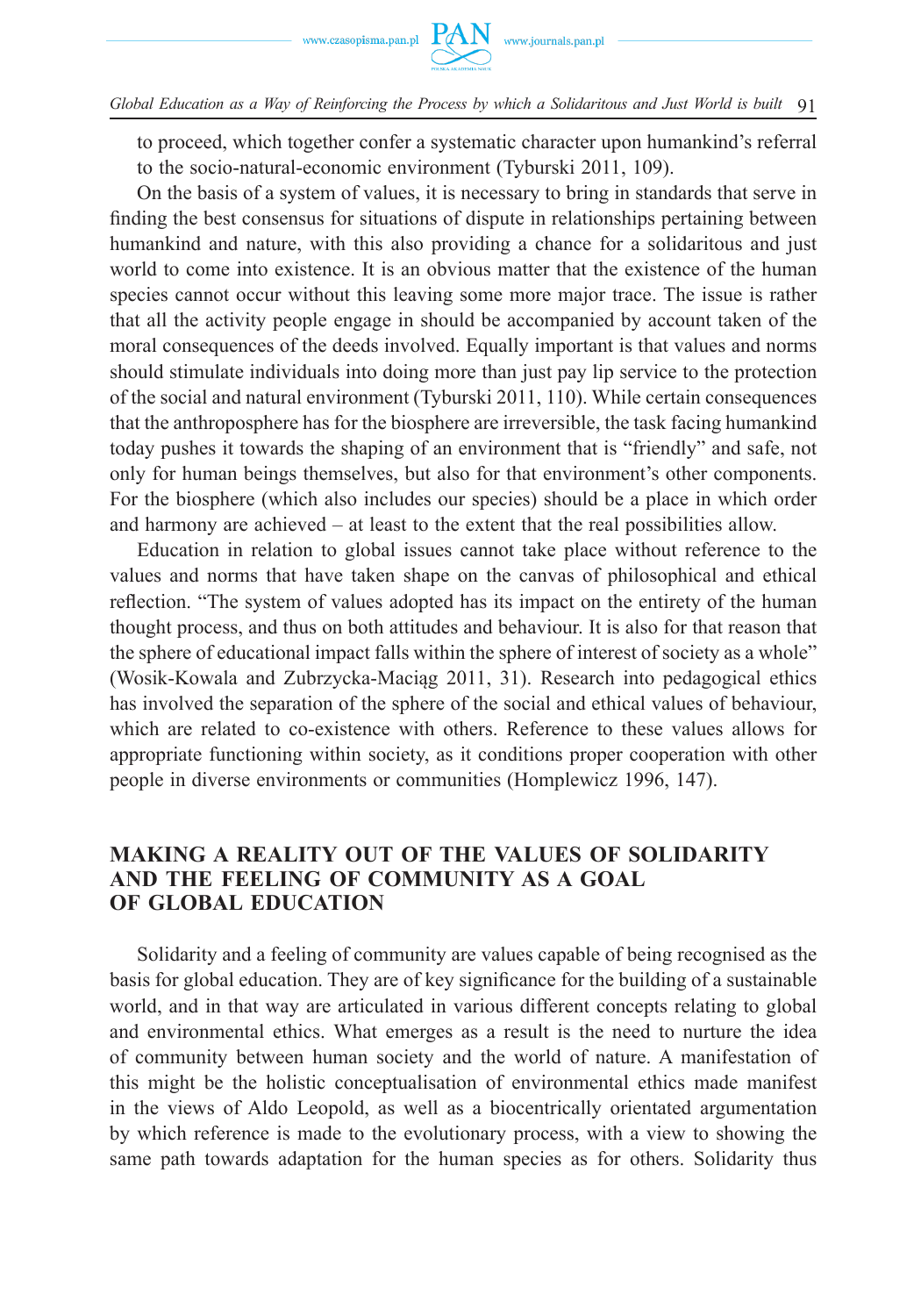to proceed, which together confer a systematic character upon humankind's referral to the socio-natural-economic environment (Tyburski 2011, 109).

On the basis of a system of values, it is necessary to bring in standards that serve in finding the best consensus for situations of dispute in relationships pertaining between humankind and nature, with this also providing a chance for a solidaritous and just world to come into existence. It is an obvious matter that the existence of the human species cannot occur without this leaving some more major trace. The issue is rather that all the activity people engage in should be accompanied by account taken of the moral consequences of the deeds involved. Equally important is that values and norms should stimulate individuals into doing more than just pay lip service to the protection of the social and natural environment (Tyburski 2011, 110). While certain consequences that the anthroposphere has for the biosphere are irreversible, the task facing humankind today pushes it towards the shaping of an environment that is "friendly" and safe, not only for human beings themselves, but also for that environment's other components. For the biosphere (which also includes our species) should be a place in which order and harmony are achieved – at least to the extent that the real possibilities allow.

Education in relation to global issues cannot take place without reference to the values and norms that have taken shape on the canvas of philosophical and ethical reflection. "The system of values adopted has its impact on the entirety of the human thought process, and thus on both attitudes and behaviour. It is also for that reason that the sphere of educational impact falls within the sphere of interest of society as a whole" (Wosik-Kowala and Zubrzycka-Maciąg 2011, 31). Research into pedagogical ethics has involved the separation of the sphere of the social and ethical values of behaviour, which are related to co-existence with others. Reference to these values allows for appropriate functioning within society, as it conditions proper cooperation with other people in diverse environments or communities (Homplewicz 1996, 147).

## MAKING A REALITY OUT OF THE VALUES OF SOLIDARITY AND THE FEELING OF COMMUNITY AS A GOAL OF GLOBAL EDUCATION

Solidarity and a feeling of community are values capable of being recognised as the basis for global education. They are of key significance for the building of a sustainable world, and in that way are articulated in various different concepts relating to global and environmental ethics. What emerges as a result is the need to nurture the idea of community between human society and the world of nature. A manifestation of this might be the holistic conceptualisation of environmental ethics made manifest in the views of Aldo Leopold, as well as a biocentrically orientated argumentation by which reference is made to the evolutionary process, with a view to showing the same path towards adaptation for the human species as for others. Solidarity thus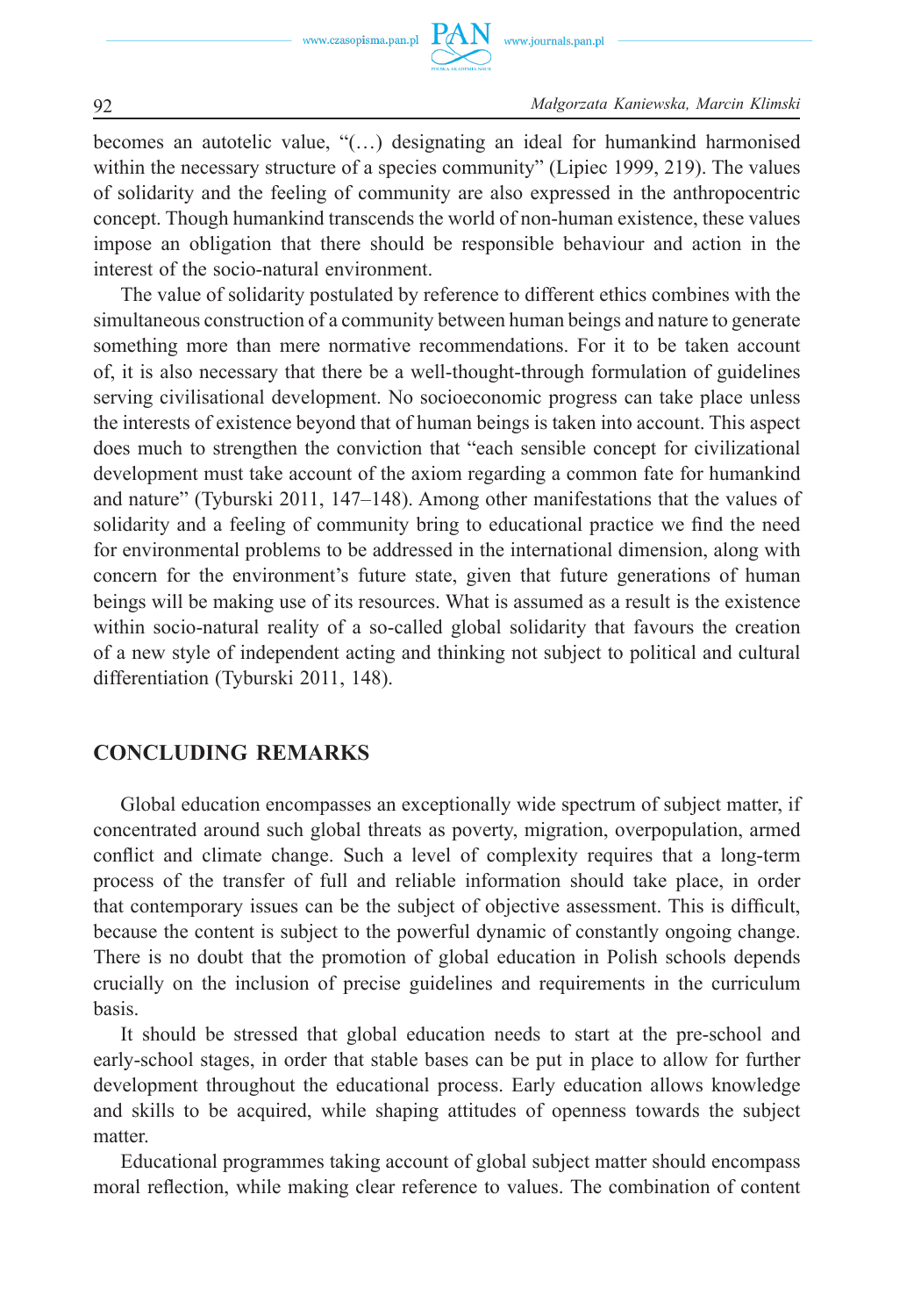becomes an autotelic value, "(…) designating an ideal for humankind harmonised within the necessary structure of a species community" (Lipiec 1999, 219). The values of solidarity and the feeling of community are also expressed in the anthropocentric concept. Though humankind transcends the world of non-human existence, these values impose an obligation that there should be responsible behaviour and action in the interest of the socio-natural environment.

The value of solidarity postulated by reference to different ethics combines with the simultaneous construction of a community between human beings and nature to generate something more than mere normative recommendations. For it to be taken account of, it is also necessary that there be a well-thought-through formulation of guidelines serving civilisational development. No socioeconomic progress can take place unless the interests of existence beyond that of human beings is taken into account. This aspect does much to strengthen the conviction that "each sensible concept for civilizational development must take account of the axiom regarding a common fate for humankind and nature" (Tyburski 2011, 147–148). Among other manifestations that the values of solidarity and a feeling of community bring to educational practice we find the need for environmental problems to be addressed in the international dimension, along with concern for the environment's future state, given that future generations of human beings will be making use of its resources. What is assumed as a result is the existence within socio-natural reality of a so-called global solidarity that favours the creation of a new style of independent acting and thinking not subject to political and cultural differentiation (Tyburski 2011, 148).

## CONCLUDING REMARKS

Global education encompasses an exceptionally wide spectrum of subject matter, if concentrated around such global threats as poverty, migration, overpopulation, armed conflict and climate change. Such a level of complexity requires that a long-term process of the transfer of full and reliable information should take place, in order that contemporary issues can be the subject of objective assessment. This is difficult, because the content is subject to the powerful dynamic of constantly ongoing change. There is no doubt that the promotion of global education in Polish schools depends crucially on the inclusion of precise guidelines and requirements in the curriculum basis.

It should be stressed that global education needs to start at the pre-school and early-school stages, in order that stable bases can be put in place to allow for further development throughout the educational process. Early education allows knowledge and skills to be acquired, while shaping attitudes of openness towards the subject matter.

Educational programmes taking account of global subject matter should encompass moral reflection, while making clear reference to values. The combination of content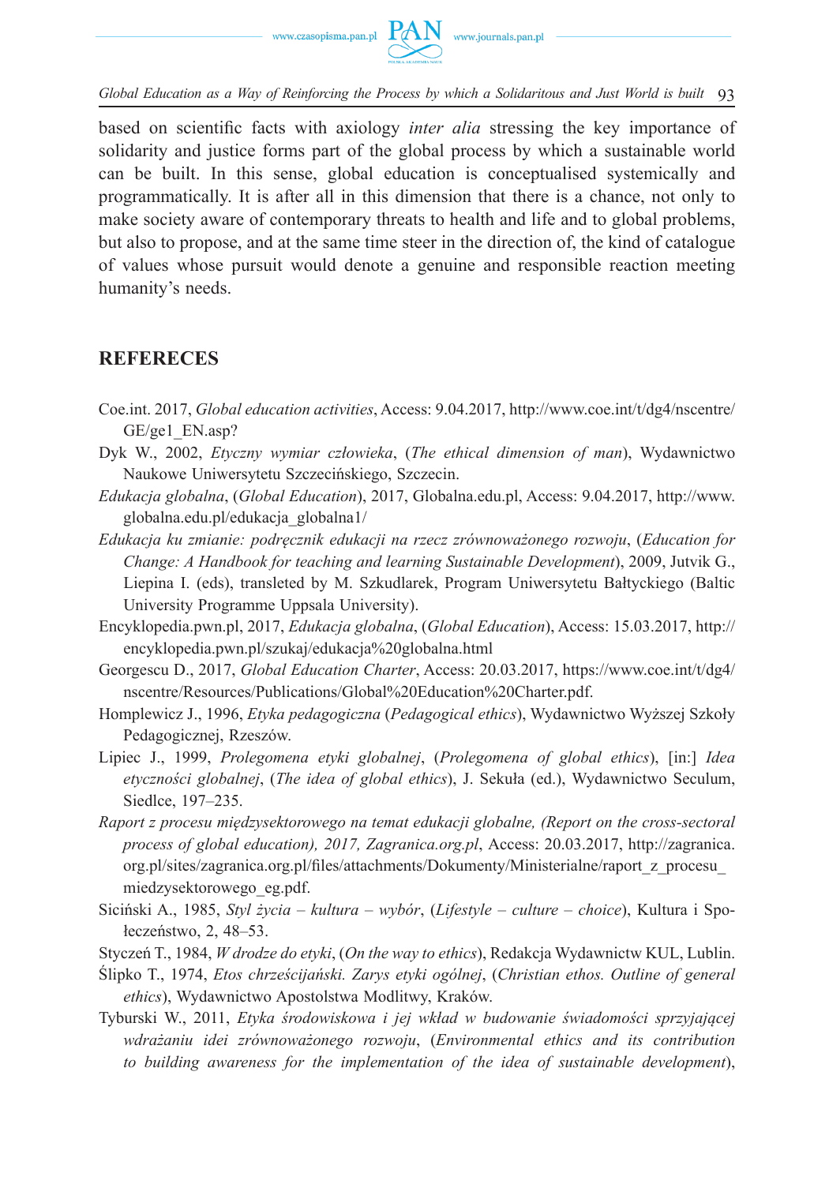based on scientific facts with axiology *inter alia* stressing the key importance of solidarity and justice forms part of the global process by which a sustainable world can be built. In this sense, global education is conceptualised systemically and programmatically. It is after all in this dimension that there is a chance, not only to make society aware of contemporary threats to health and life and to global problems, but also to propose, and at the same time steer in the direction of, the kind of catalogue of values whose pursuit would denote a genuine and responsible reaction meeting humanity's needs.

## REFERECES

Coe.int. 2017, *Global education activities*, Access: 9.04.2017, http://www.coe.int/t/dg4/nscentre/GE/ge1_EN.asp?

Dyk W., 2002, *Etyczny wymiar człowieka*, (*The ethical dimension of man*), Wydawnictwo Naukowe Uniwersytetu Szczecińskiego, Szczecin.

*Edukacja globalna*, (*Global Education*), 2017, Globalna.edu.pl, Access: 9.04.2017, http://www.globalna.edu.pl/edukacja_globalna1/

*Edukacja ku zmianie: podręcznik edukacji na rzecz zrównoważonego rozwoju*, (*Education for Change: A Handbook for teaching and learning Sustainable Development*), 2009, Jutvik G., Liepina I. (eds), transleted by M. Szkudlarek, Program Uniwersytetu Bałtyckiego (Baltic University Programme Uppsala University).

Encyklopedia.pwn.pl, 2017, *Edukacja globalna*, (*Global Education*), Access: 15.03.2017, http://encyklopedia.pwn.pl/szukaj/edukacja%20globalna.html

Georgescu D., 2017, *Global Education Charter*, Access: 20.03.2017, https://www.coe.int/t/dg4/nscentre/Resources/Publications/Global%20Education%20Charter.pdf.

Homplewicz J., 1996, *Etyka pedagogiczna* (*Pedagogical ethics*), Wydawnictwo Wyższej Szkoły Pedagogicznej, Rzeszów.

Lipiec J., 1999, *Prolegomena etyki globalnej*, (*Prolegomena of global ethics*), [in:] *Idea etyczności globalnej*, (*The idea of global ethics*), J. Sekuła (ed.), Wydawnictwo Seculum, Siedlce, 197–235.

*Raport z procesu międzysektorowego na temat edukacji globalne, (Report on the cross-sectoral process of global education), 2017, Zagranica.org.pl*, Access: 20.03.2017, http://zagranica.org.pl/sites/zagranica.org.pl/files/attachments/Dokumenty/Ministerialne/raport_z_procesu_miedzysektorowego_eg.pdf.

Siciński A., 1985, *Styl życia – kultura – wybór*, (*Lifestyle – culture – choice*), Kultura i Społeczeństwo, 2, 48–53.

Styczeń T., 1984, *W drodze do etyki*, (*On the way to ethics*), Redakcja Wydawnictw KUL, Lublin.

Ślipko T., 1974, *Etos chrześcijański. Zarys etyki ogólnej*, (*Christian ethos. Outline of general ethics*), Wydawnictwo Apostolstwa Modlitwy, Kraków.

Tyburski W., 2011, *Etyka środowiskowa i jej wkład w budowanie świadomości sprzyjającej wdrażaniu idei zrównoważonego rozwoju*, (*Environmental ethics and its contribution to building awareness for the implementation of the idea of sustainable development*),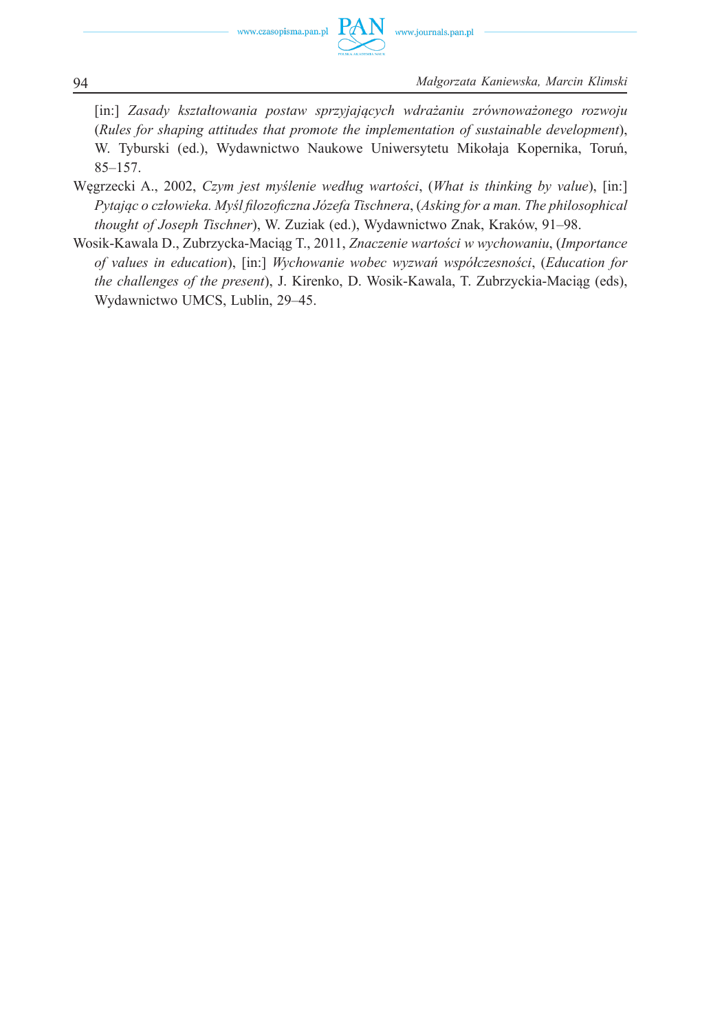[in:] *Zasady kształtowania postaw sprzyjających wdrażaniu zrównoważonego rozwoju* (*Rules for shaping attitudes that promote the implementation of sustainable development*), W. Tyburski (ed.), Wydawnictwo Naukowe Uniwersytetu Mikołaja Kopernika, Toruń, 85–157.

Węgrzecki A., 2002, *Czym jest myślenie według wartości*, (*What is thinking by value*), [in:] *Pytając o człowieka. Myśl filozoficzna Józefa Tischnera*, (*Asking for a man. The philosophical thought of Joseph Tischner*), W. Zuziak (ed.), Wydawnictwo Znak, Kraków, 91–98.

Wosik-Kawala D., Zubrzycka-Maciąg T., 2011, *Znaczenie wartości w wychowaniu*, (*Importance of values in education*), [in:] *Wychowanie wobec wyzwań współczesności*, (*Education for the challenges of the present*), J. Kirenko, D. Wosik-Kawala, T. Zubrzyckia-Maciąg (eds), Wydawnictwo UMCS, Lublin, 29–45.